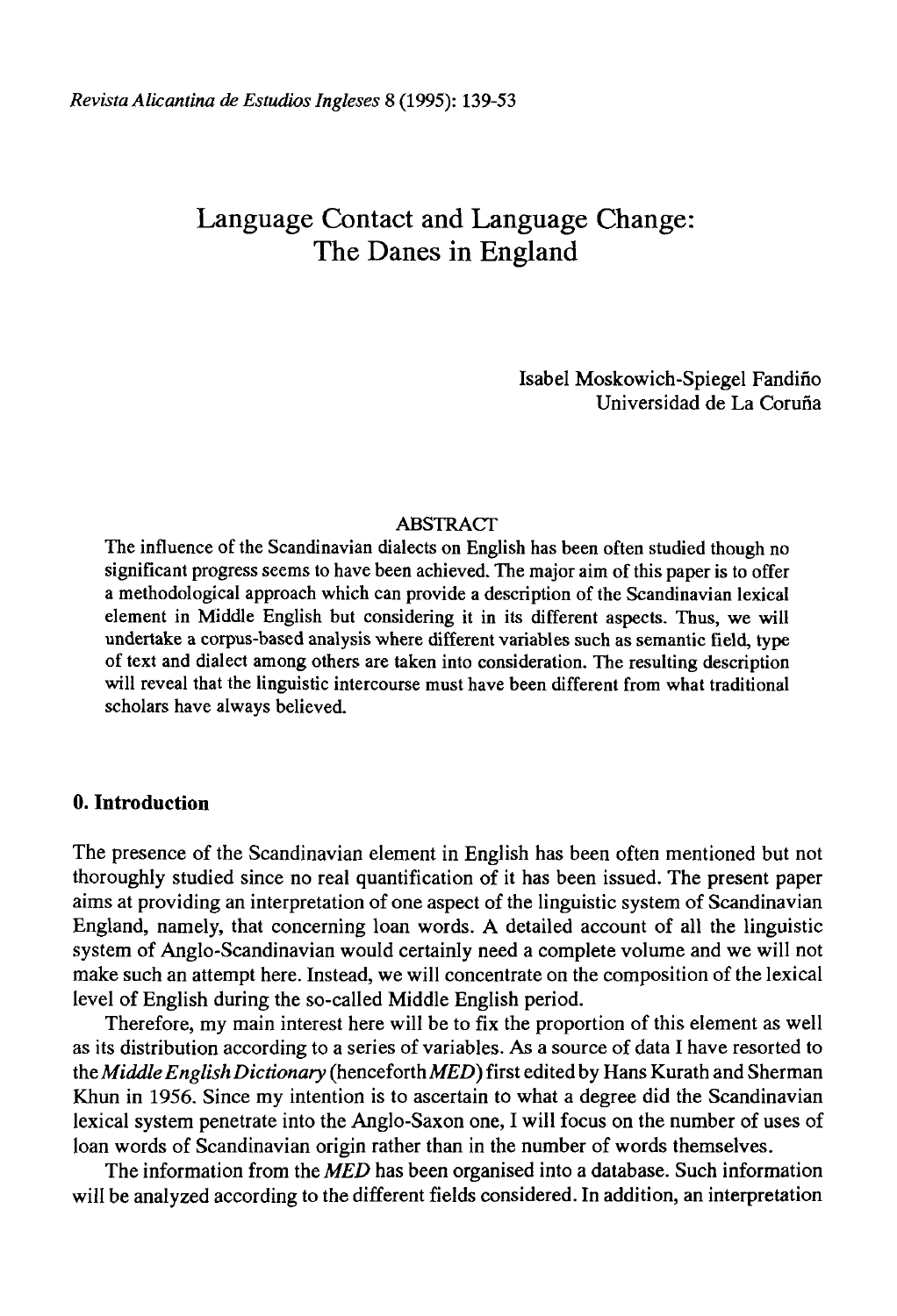# Language Contact and Language Change: The Danes in England

Isabel Moskowich-Spiegel Fandiño
Universidad de La Coruña

## ABSTRACT

The influence of the Scandinavian dialects on English has been often studied though no significant progress seems to have been achieved. The major aim of this paper is to offer a methodological approach which can provide a description of the Scandinavian lexical element in Middle English but considering it in its different aspects. Thus, we will undertake a corpus-based analysis where different variables such as semantic field, type of text and dialect among others are taken into consideration. The resulting description will reveal that the linguistic intercourse must have been different from what traditional scholars have always believed.

## 0. Introduction

The presence of the Scandinavian element in English has been often mentioned but not thoroughly studied since no real quantification of it has been issued. The present paper aims at providing an interpretation of one aspect of the linguistic system of Scandinavian England, namely, that concerning loan words. A detailed account of all the linguistic system of Anglo-Scandinavian would certainly need a complete volume and we will not make such an attempt here. Instead, we will concentrate on the composition of the lexical level of English during the so-called Middle English period.

Therefore, my main interest here will be to fix the proportion of this element as well as its distribution according to a series of variables. As a source of data I have resorted to the *Middle English Dictionary* (henceforth *MED*) first edited by Hans Kurath and Sherman Khun in 1956. Since my intention is to ascertain to what a degree did the Scandinavian lexical system penetrate into the Anglo-Saxon one, I will focus on the number of uses of loan words of Scandinavian origin rather than in the number of words themselves.

The information from the *MED* has been organised into a database. Such information will be analyzed according to the different fields considered. In addition, an interpretation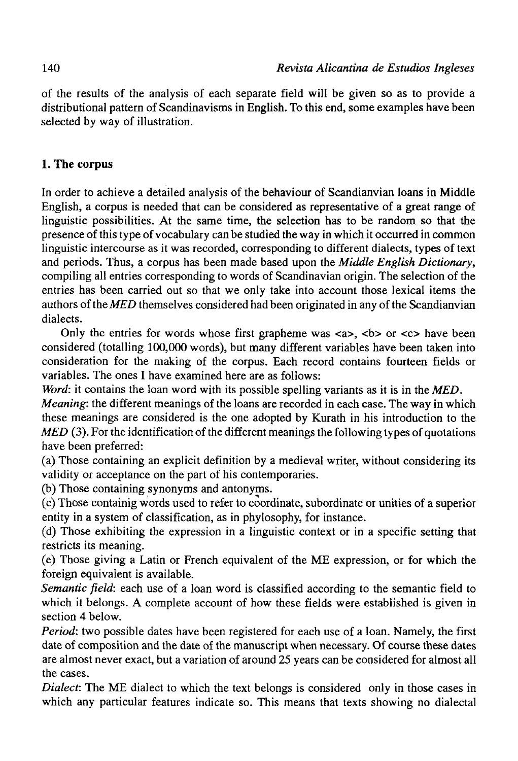of the results of the analysis of each separate field will be given so as to provide a distributional pattern of Scandinavisms in English. To this end, some examples have been selected by way of illustration.

## 1. The corpus

In order to achieve a detailed analysis of the behaviour of Scandianvian loans in Middle English, a corpus is needed that can be considered as representative of a great range of linguistic possibilities. At the same time, the selection has to be random so that the presence of this type of vocabulary can be studied the way in which it occurred in common linguistic intercourse as it was recorded, corresponding to different dialects, types of text and periods. Thus, a corpus has been made based upon the *Middle English Dictionary*, compiling all entries corresponding to words of Scandinavian origin. The selection of the entries has been carried out so that we only take into account those lexical items the authors of the *MED* themselves considered had been originated in any of the Scandianvian dialects.

Only the entries for words whose first grapheme was <a>, <b> or <c> have been considered (totalling 100,000 words), but many different variables have been taken into consideration for the making of the corpus. Each record contains fourteen fields or variables. The ones I have examined here are as follows:

*Word*: it contains the loan word with its possible spelling variants as it is in the *MED*.

*Meaning*: the different meanings of the loans are recorded in each case. The way in which these meanings are considered is the one adopted by Kurath in his introduction to the *MED* (3). For the identification of the different meanings the following types of quotations have been preferred:

(a) Those containing an explicit definition by a medieval writer, without considering its validity or acceptance on the part of his contemporaries.

(b) Those containing synonyms and antonyms.

(c) Those containig words used to refer to coordinate, subordinate or unities of a superior entity in a system of classification, as in phylosophy, for instance.

(d) Those exhibiting the expression in a linguistic context or in a specific setting that restricts its meaning.

(e) Those giving a Latin or French equivalent of the ME expression, or for which the foreign equivalent is available.

*Semantic field*: each use of a loan word is classified according to the semantic field to which it belongs. A complete account of how these fields were established is given in section 4 below.

*Period*: two possible dates have been registered for each use of a loan. Namely, the first date of composition and the date of the manuscript when necessary. Of course these dates are almost never exact, but a variation of around 25 years can be considered for almost all the cases.

*Dialect*: The ME dialect to which the text belongs is considered only in those cases in which any particular features indicate so. This means that texts showing no dialectal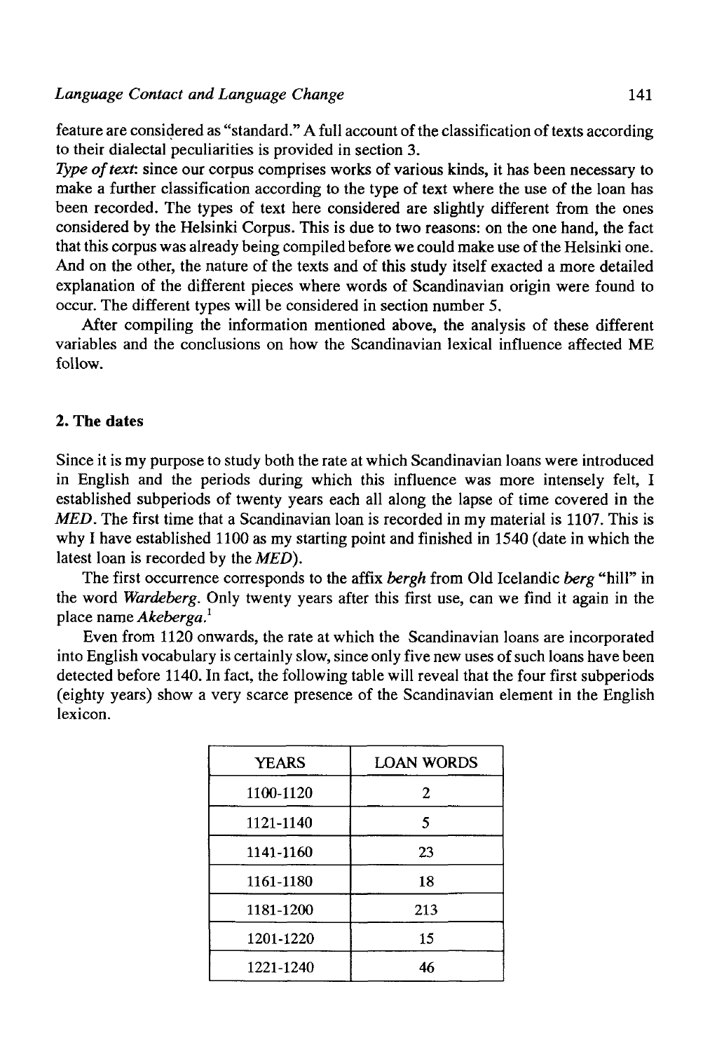feature are considered as "standard." A full account of the classification of texts according to their dialectal peculiarities is provided in section 3.

*Type of text*: since our corpus comprises works of various kinds, it has been necessary to make a further classification according to the type of text where the use of the loan has been recorded. The types of text here considered are slightly different from the ones considered by the Helsinki Corpus. This is due to two reasons: on the one hand, the fact that this corpus was already being compiled before we could make use of the Helsinki one. And on the other, the nature of the texts and of this study itself exacted a more detailed explanation of the different pieces where words of Scandinavian origin were found to occur. The different types will be considered in section number 5.

After compiling the information mentioned above, the analysis of these different variables and the conclusions on how the Scandinavian lexical influence affected ME follow.

## 2. The dates

Since it is my purpose to study both the rate at which Scandinavian loans were introduced in English and the periods during which this influence was more intensely felt, I established subperiods of twenty years each all along the lapse of time covered in the *MED*. The first time that a Scandinavian loan is recorded in my material is 1107. This is why I have established 1100 as my starting point and finished in 1540 (date in which the latest loan is recorded by the *MED*).

The first occurrence corresponds to the affix *bergh* from Old Icelandic *berg* "hill" in the word *Wardeberg*. Only twenty years after this first use, can we find it again in the place name *Akeberga*.[1]

Even from 1120 onwards, the rate at which the Scandinavian loans are incorporated into English vocabulary is certainly slow, since only five new uses of such loans have been detected before 1140. In fact, the following table will reveal that the four first subperiods (eighty years) show a very scarce presence of the Scandinavian element in the English lexicon.

| YEARS | LOAN WORDS |
|---|---|
| 1100-1120 | 2 |
| 1121-1140 | 5 |
| 1141-1160 | 23 |
| 1161-1180 | 18 |
| 1181-1200 | 213 |
| 1201-1220 | 15 |
| 1221-1240 | 46 |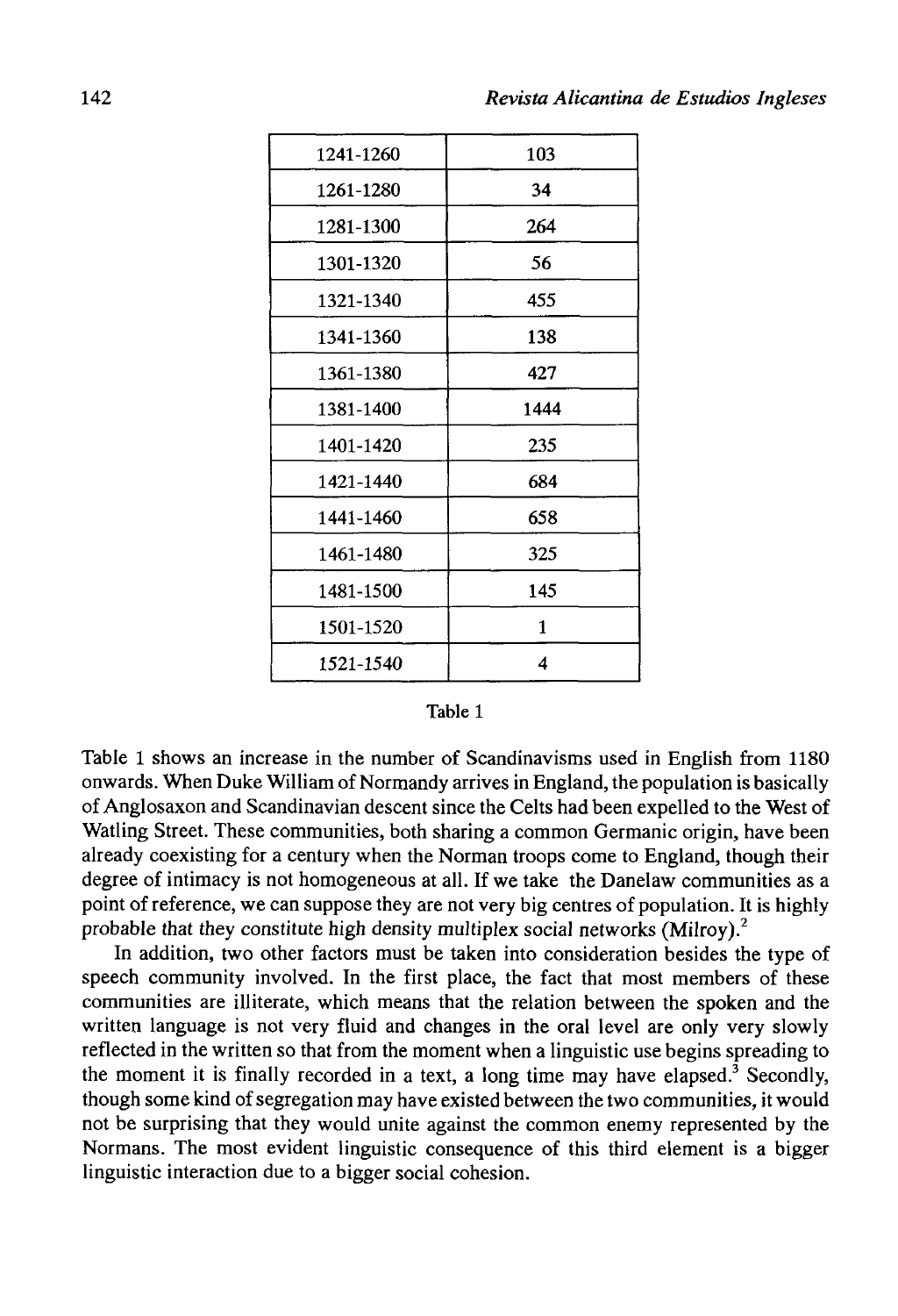| 1241-1260 | 103 |
|---|---|
| 1261-1280 | 34 |
| 1281-1300 | 264 |
| 1301-1320 | 56 |
| 1321-1340 | 455 |
| 1341-1360 | 138 |
| 1361-1380 | 427 |
| 1381-1400 | 1444 |
| 1401-1420 | 235 |
| 1421-1440 | 684 |
| 1441-1460 | 658 |
| 1461-1480 | 325 |
| 1481-1500 | 145 |
| 1501-1520 | 1 |
| 1521-1540 | 4 |

Table 1

Table 1 shows an increase in the number of Scandinavisms used in English from 1180 onwards. When Duke William of Normandy arrives in England, the population is basically of Anglosaxon and Scandinavian descent since the Celts had been expelled to the West of Watling Street. These communities, both sharing a common Germanic origin, have been already coexisting for a century when the Norman troops come to England, though their degree of intimacy is not homogeneous at all. If we take the Danelaw communities as a point of reference, we can suppose they are not very big centres of population. It is highly probable that they constitute high density multiplex social networks (Milroy).[2]

In addition, two other factors must be taken into consideration besides the type of speech community involved. In the first place, the fact that most members of these communities are illiterate, which means that the relation between the spoken and the written language is not very fluid and changes in the oral level are only very slowly reflected in the written so that from the moment when a linguistic use begins spreading to the moment it is finally recorded in a text, a long time may have elapsed.[3] Secondly, though some kind of segregation may have existed between the two communities, it would not be surprising that they would unite against the common enemy represented by the Normans. The most evident linguistic consequence of this third element is a bigger linguistic interaction due to a bigger social cohesion.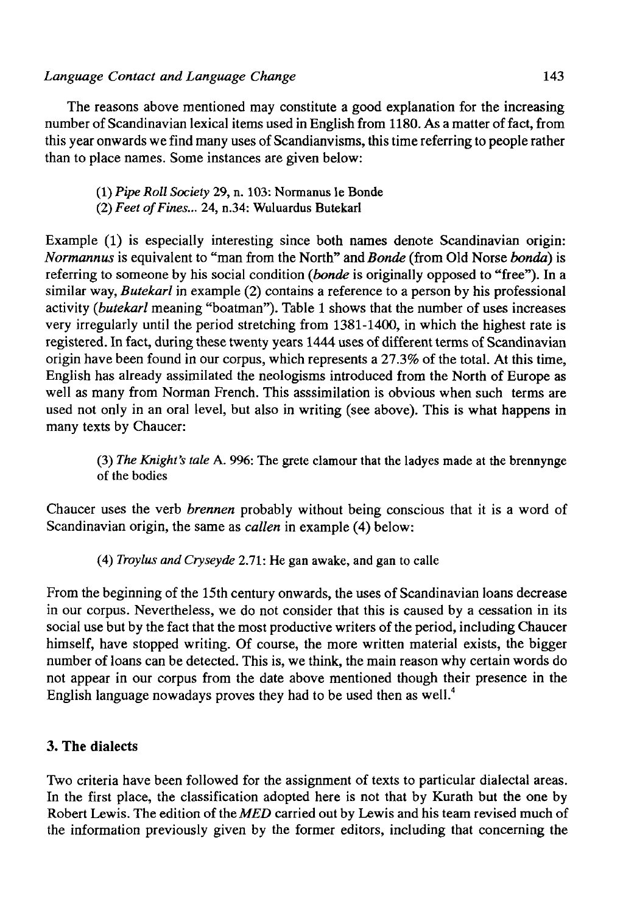The reasons above mentioned may constitute a good explanation for the increasing number of Scandinavian lexical items used in English from 1180. As a matter of fact, from this year onwards we find many uses of Scandianvisms, this time referring to people rather than to place names. Some instances are given below:

> (1) *Pipe Roll Society* 29, n. 103: Normanus le Bonde
> (2) *Feet of Fines...* 24, n.34: Wuluardus Butekarl

Example (1) is especially interesting since both names denote Scandinavian origin: *Normannus* is equivalent to "man from the North" and *Bonde* (from Old Norse *bonda*) is referring to someone by his social condition (*bonde* is originally opposed to "free"). In a similar way, *Butekarl* in example (2) contains a reference to a person by his professional activity (*butekarl* meaning "boatman"). Table 1 shows that the number of uses increases very irregularly until the period stretching from 1381-1400, in which the highest rate is registered. In fact, during these twenty years 1444 uses of different terms of Scandinavian origin have been found in our corpus, which represents a 27.3% of the total. At this time, English has already assimilated the neologisms introduced from the North of Europe as well as many from Norman French. This asssimilation is obvious when such terms are used not only in an oral level, but also in writing (see above). This is what happens in many texts by Chaucer:

> (3) *The Knight's tale* A. 996: The grete clamour that the ladyes made at the brennynge of the bodies

Chaucer uses the verb *brennen* probably without being conscious that it is a word of Scandinavian origin, the same as *callen* in example (4) below:

> (4) *Troylus and Cryseyde* 2.71: He gan awake, and gan to calle

From the beginning of the 15th century onwards, the uses of Scandinavian loans decrease in our corpus. Nevertheless, we do not consider that this is caused by a cessation in its social use but by the fact that the most productive writers of the period, including Chaucer himself, have stopped writing. Of course, the more written material exists, the bigger number of loans can be detected. This is, we think, the main reason why certain words do not appear in our corpus from the date above mentioned though their presence in the English language nowadays proves they had to be used then as well.[4]

## 3. The dialects

Two criteria have been followed for the assignment of texts to particular dialectal areas. In the first place, the classification adopted here is not that by Kurath but the one by Robert Lewis. The edition of the *MED* carried out by Lewis and his team revised much of the information previously given by the former editors, including that concerning the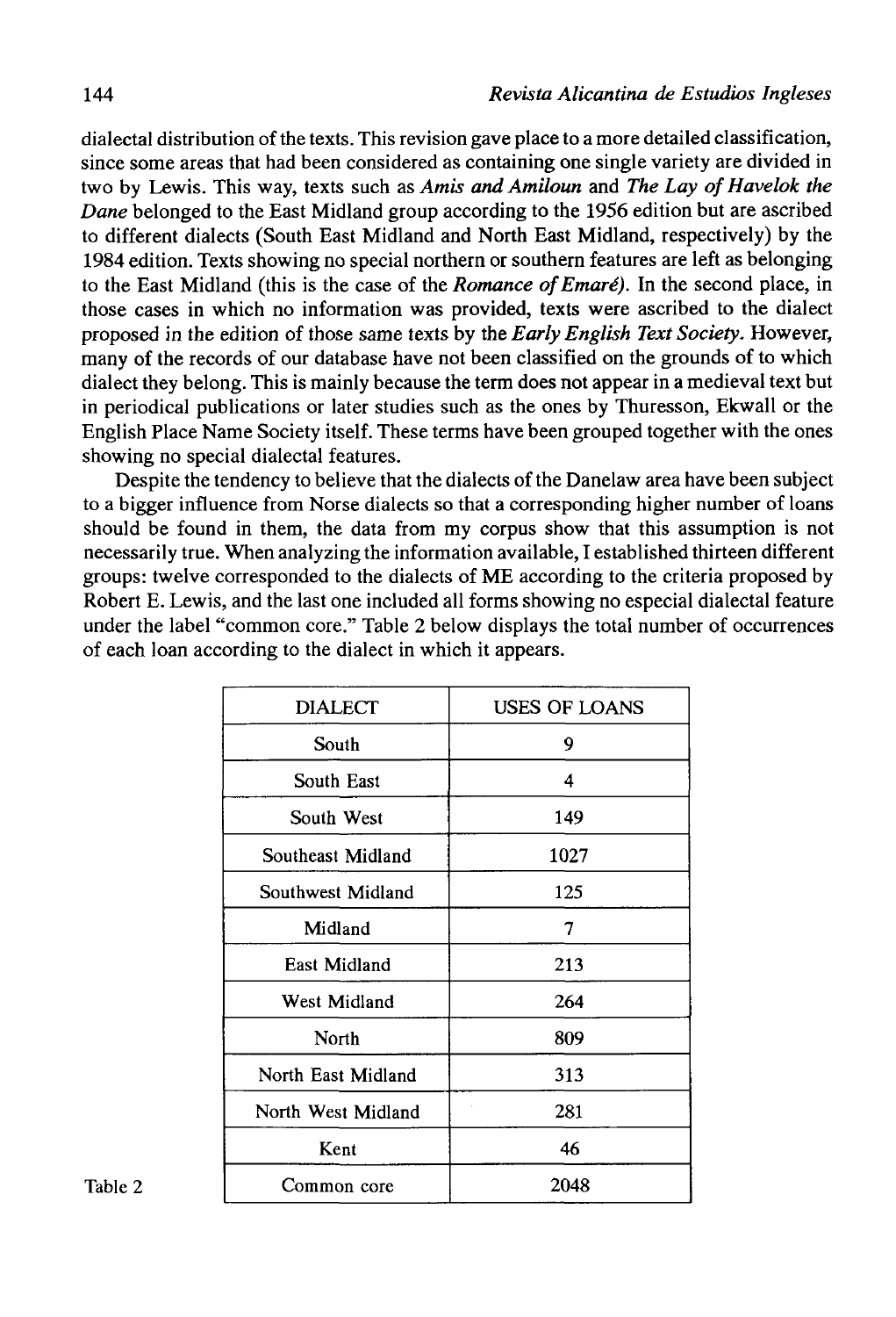dialectal distribution of the texts. This revision gave place to a more detailed classification, since some areas that had been considered as containing one single variety are divided in two by Lewis. This way, texts such as *Amis and Amiloun* and *The Lay of Havelok the Dane* belonged to the East Midland group according to the 1956 edition but are ascribed to different dialects (South East Midland and North East Midland, respectively) by the 1984 edition. Texts showing no special northern or southern features are left as belonging to the East Midland (this is the case of the *Romance of Emaré*). In the second place, in those cases in which no information was provided, texts were ascribed to the dialect proposed in the edition of those same texts by the *Early English Text Society*. However, many of the records of our database have not been classified on the grounds of to which dialect they belong. This is mainly because the term does not appear in a medieval text but in periodical publications or later studies such as the ones by Thuresson, Ekwall or the English Place Name Society itself. These terms have been grouped together with the ones showing no special dialectal features.

Despite the tendency to believe that the dialects of the Danelaw area have been subject to a bigger influence from Norse dialects so that a corresponding higher number of loans should be found in them, the data from my corpus show that this assumption is not necessarily true. When analyzing the information available, I established thirteen different groups: twelve corresponded to the dialects of ME according to the criteria proposed by Robert E. Lewis, and the last one included all forms showing no especial dialectal feature under the label "common core." Table 2 below displays the total number of occurrences of each loan according to the dialect in which it appears.

| DIALECT | USES OF LOANS |
|---|---|
| South | 9 |
| South East | 4 |
| South West | 149 |
| Southeast Midland | 1027 |
| Southwest Midland | 125 |
| Midland | 7 |
| East Midland | 213 |
| West Midland | 264 |
| North | 809 |
| North East Midland | 313 |
| North West Midland | 281 |
| Kent | 46 |
| Common core | 2048 |

Table 2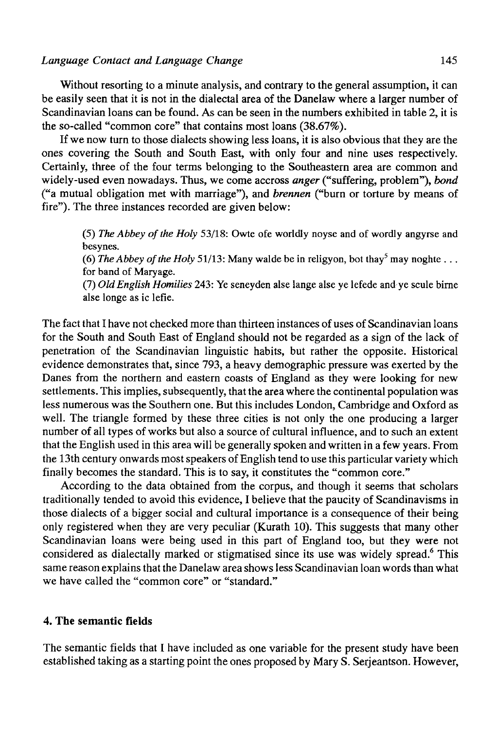Without resorting to a minute analysis, and contrary to the general assumption, it can be easily seen that it is not in the dialectal area of the Danelaw where a larger number of Scandinavian loans can be found. As can be seen in the numbers exhibited in table 2, it is the so-called "common core" that contains most loans (38.67%).

If we now turn to those dialects showing less loans, it is also obvious that they are the ones covering the South and South East, with only four and nine uses respectively. Certainly, three of the four terms belonging to the Southeastern area are common and widely-used even nowadays. Thus, we come accross *anger* ("suffering, problem"), *bond* ("a mutual obligation met with marriage"), and *brennen* ("burn or torture by means of fire"). The three instances recorded are given below:

> (5) *The Abbey of the Holy* 53/18: Owte ofe worldly noyse and of wordly angyrse and besynes.
>
> (6) *The Abbey of the Holy* 51/13: Many walde be in religyon, bot thay[5] may noghte . . . for band of Maryage.
>
> (7) *Old English Homilies* 243: Ye seneyden alse lange alse ye lefede and ye scule birne alse longe as ic lefie.

The fact that I have not checked more than thirteen instances of uses of Scandinavian loans for the South and South East of England should not be regarded as a sign of the lack of penetration of the Scandinavian linguistic habits, but rather the opposite. Historical evidence demonstrates that, since 793, a heavy demographic pressure was exerted by the Danes from the northern and eastern coasts of England as they were looking for new settlements. This implies, subsequently, that the area where the continental population was less numerous was the Southern one. But this includes London, Cambridge and Oxford as well. The triangle formed by these three cities is not only the one producing a larger number of all types of works but also a source of cultural influence, and to such an extent that the English used in this area will be generally spoken and written in a few years. From the 13th century onwards most speakers of English tend to use this particular variety which finally becomes the standard. This is to say, it constitutes the "common core."

According to the data obtained from the corpus, and though it seems that scholars traditionally tended to avoid this evidence, I believe that the paucity of Scandinavisms in those dialects of a bigger social and cultural importance is a consequence of their being only registered when they are very peculiar (Kurath 10). This suggests that many other Scandinavian loans were being used in this part of England too, but they were not considered as dialectally marked or stigmatised since its use was widely spread.[6] This same reason explains that the Danelaw area shows less Scandinavian loan words than what we have called the "common core" or "standard."

## 4. The semantic fields

The semantic fields that I have included as one variable for the present study have been established taking as a starting point the ones proposed by Mary S. Serjeantson. However,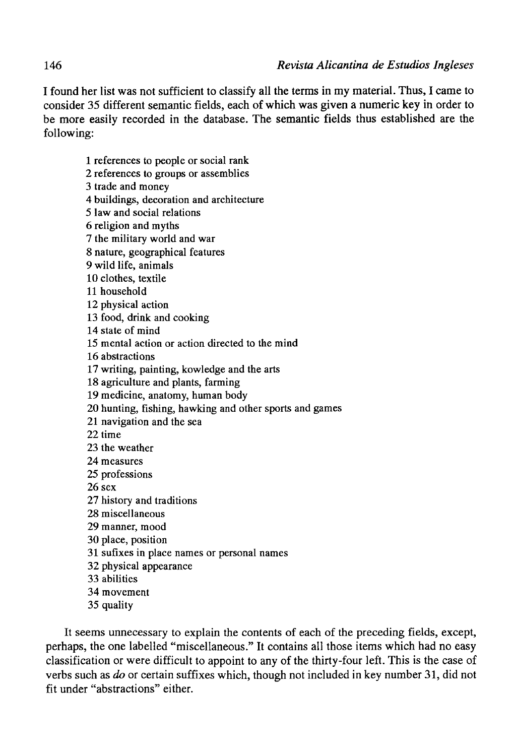I found her list was not sufficient to classify all the terms in my material. Thus, I came to consider 35 different semantic fields, each of which was given a numeric key in order to be more easily recorded in the database. The semantic fields thus established are the following:

1 references to people or social rank
2 references to groups or assemblies
3 trade and money
4 buildings, decoration and architecture
5 law and social relations
6 religion and myths
7 the military world and war
8 nature, geographical features
9 wild life, animals
10 clothes, textile
11 household
12 physical action
13 food, drink and cooking
14 state of mind
15 mental action or action directed to the mind
16 abstractions
17 writing, painting, kowledge and the arts
18 agriculture and plants, farming
19 medicine, anatomy, human body
20 hunting, fishing, hawking and other sports and games
21 navigation and the sea
22 time
23 the weather
24 measures
25 professions
26 sex
27 history and traditions
28 miscellaneous
29 manner, mood
30 place, position
31 sufixes in place names or personal names
32 physical appearance
33 abilities
34 movement
35 quality

It seems unnecessary to explain the contents of each of the preceding fields, except, perhaps, the one labelled "miscellaneous." It contains all those items which had no easy classification or were difficult to appoint to any of the thirty-four left. This is the case of verbs such as *do* or certain suffixes which, though not included in key number 31, did not fit under "abstractions" either.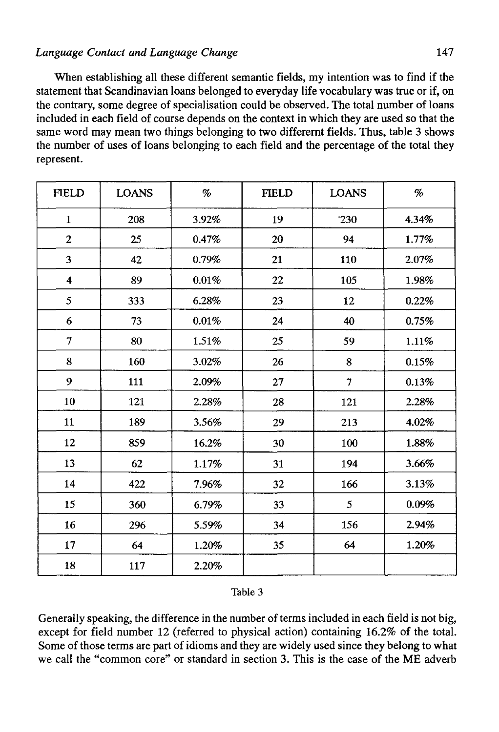When establishing all these different semantic fields, my intention was to find if the statement that Scandinavian loans belonged to everyday life vocabulary was true or if, on the contrary, some degree of specialisation could be observed. The total number of loans included in each field of course depends on the context in which they are used so that the same word may mean two things belonging to two differernt fields. Thus, table 3 shows the number of uses of loans belonging to each field and the percentage of the total they represent.

| FIELD | LOANS | % | FIELD | LOANS | % |
|---|---|---|---|---|---|
| 1 | 208 | 3.92% | 19 | '230 | 4.34% |
| 2 | 25 | 0.47% | 20 | 94 | 1.77% |
| 3 | 42 | 0.79% | 21 | 110 | 2.07% |
| 4 | 89 | 0.01% | 22 | 105 | 1.98% |
| 5 | 333 | 6.28% | 23 | 12 | 0.22% |
| 6 | 73 | 0.01% | 24 | 40 | 0.75% |
| 7 | 80 | 1.51% | 25 | 59 | 1.11% |
| 8 | 160 | 3.02% | 26 | 8 | 0.15% |
| 9 | 111 | 2.09% | 27 | 7 | 0.13% |
| 10 | 121 | 2.28% | 28 | 121 | 2.28% |
| 11 | 189 | 3.56% | 29 | 213 | 4.02% |
| 12 | 859 | 16.2% | 30 | 100 | 1.88% |
| 13 | 62 | 1.17% | 31 | 194 | 3.66% |
| 14 | 422 | 7.96% | 32 | 166 | 3.13% |
| 15 | 360 | 6.79% | 33 | 5 | 0.09% |
| 16 | 296 | 5.59% | 34 | 156 | 2.94% |
| 17 | 64 | 1.20% | 35 | 64 | 1.20% |
| 18 | 117 | 2.20% | | | |

Table 3

Generally speaking, the difference in the number of terms included in each field is not big, except for field number 12 (referred to physical action) containing 16.2% of the total. Some of those terms are part of idioms and they are widely used since they belong to what we call the "common core" or standard in section 3. This is the case of the ME adverb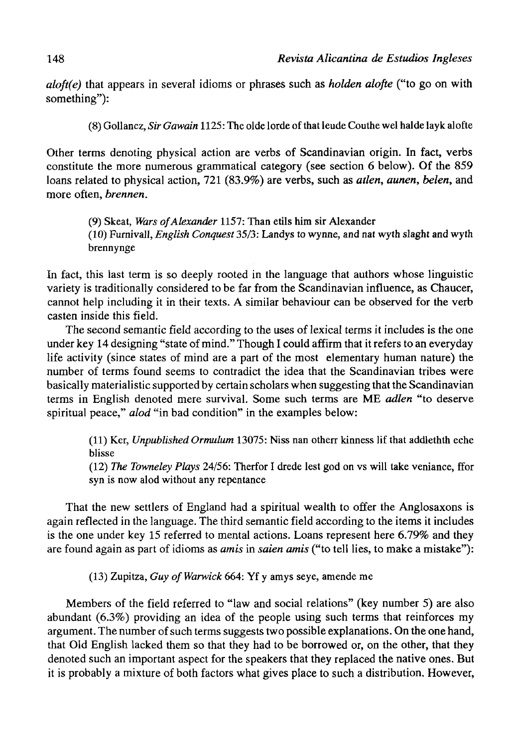*aloft(e)* that appears in several idioms or phrases such as *holden alofte* ("to go on with something"):

> (8) Gollancz, *Sir Gawain* 1125: The olde lorde of that leude Couthe wel halde layk alofte

Other terms denoting physical action are verbs of Scandinavian origin. In fact, verbs constitute the more numerous grammatical category (see section 6 below). Of the 859 loans related to physical action, 721 (83.9%) are verbs, such as *atlen, aunen, belen,* and more often, *brennen.*

> (9) Skeat, *Wars of Alexander* 1157: Than etils him sir Alexander
> (10) Furnivall, *English Conquest* 35/3: Landys to wynne, and nat wyth slaght and wyth brennynge

In fact, this last term is so deeply rooted in the language that authors whose linguistic variety is traditionally considered to be far from the Scandinavian influence, as Chaucer, cannot help including it in their texts. A similar behaviour can be observed for the verb casten inside this field.

The second semantic field according to the uses of lexical terms it includes is the one under key 14 designing "state of mind." Though I could affirm that it refers to an everyday life activity (since states of mind are a part of the most elementary human nature) the number of terms found seems to contradict the idea that the Scandinavian tribes were basically materialistic supported by certain scholars when suggesting that the Scandinavian terms in English denoted mere survival. Some such terms are ME *adlen* "to deserve spiritual peace," *alod* "in bad condition" in the examples below:

> (11) Ker, *Unpublished Ormulum* 13075: Niss nan otherr kinness lif that addlethth eche blisse
> (12) *The Towneley Plays* 24/56: Therfor I drede lest god on vs will take veniance, ffor syn is now alod without any repentance

That the new settlers of England had a spiritual wealth to offer the Anglosaxons is again reflected in the language. The third semantic field according to the items it includes is the one under key 15 referred to mental actions. Loans represent here 6.79% and they are found again as part of idioms as *amis* in *saien amis* ("to tell lies, to make a mistake"):

> (13) Zupitza, *Guy of Warwick* 664: Yf y amys seye, amende me

Members of the field referred to "law and social relations" (key number 5) are also abundant (6.3%) providing an idea of the people using such terms that reinforces my argument. The number of such terms suggests two possible explanations. On the one hand, that Old English lacked them so that they had to be borrowed or, on the other, that they denoted such an important aspect for the speakers that they replaced the native ones. But it is probably a mixture of both factors what gives place to such a distribution. However,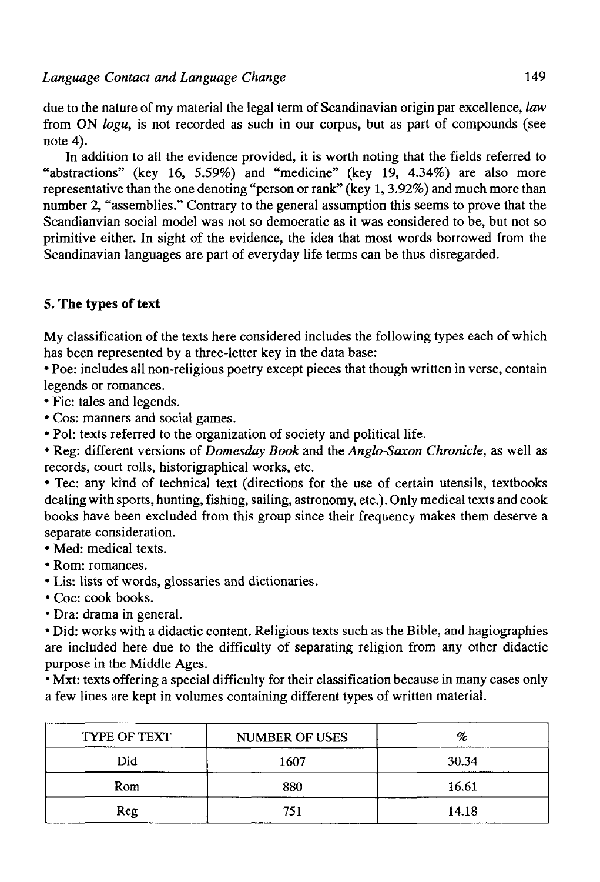due to the nature of my material the legal term of Scandinavian origin par excellence, *law* from ON *logu*, is not recorded as such in our corpus, but as part of compounds (see note 4).

In addition to all the evidence provided, it is worth noting that the fields referred to "abstractions" (key 16, 5.59%) and "medicine" (key 19, 4.34%) are also more representative than the one denoting "person or rank" (key 1, 3.92%) and much more than number 2, "assemblies." Contrary to the general assumption this seems to prove that the Scandianvian social model was not so democratic as it was considered to be, but not so primitive either. In sight of the evidence, the idea that most words borrowed from the Scandinavian languages are part of everyday life terms can be thus disregarded.

## 5. The types of text

My classification of the texts here considered includes the following types each of which has been represented by a three-letter key in the data base:

- Poe: includes all non-religious poetry except pieces that though written in verse, contain legends or romances.
- Fic: tales and legends.
- Cos: manners and social games.
- Pol: texts referred to the organization of society and political life.
- Reg: different versions of *Domesday Book* and the *Anglo-Saxon Chronicle*, as well as records, court rolls, historigraphical works, etc.
- Tec: any kind of technical text (directions for the use of certain utensils, textbooks dealing with sports, hunting, fishing, sailing, astronomy, etc.). Only medical texts and cook books have been excluded from this group since their frequency makes them deserve a separate consideration.
- Med: medical texts.
- Rom: romances.
- Lis: lists of words, glossaries and dictionaries.
- Coc: cook books.
- Dra: drama in general.
- Did: works with a didactic content. Religious texts such as the Bible, and hagiographies are included here due to the difficulty of separating religion from any other didactic purpose in the Middle Ages.
- Mxt: texts offering a special difficulty for their classification because in many cases only a few lines are kept in volumes containing different types of written material.

| TYPE OF TEXT | NUMBER OF USES | % |
|---|---|---|
| Did | 1607 | 30.34 |
| Rom | 880 | 16.61 |
| Reg | 751 | 14.18 |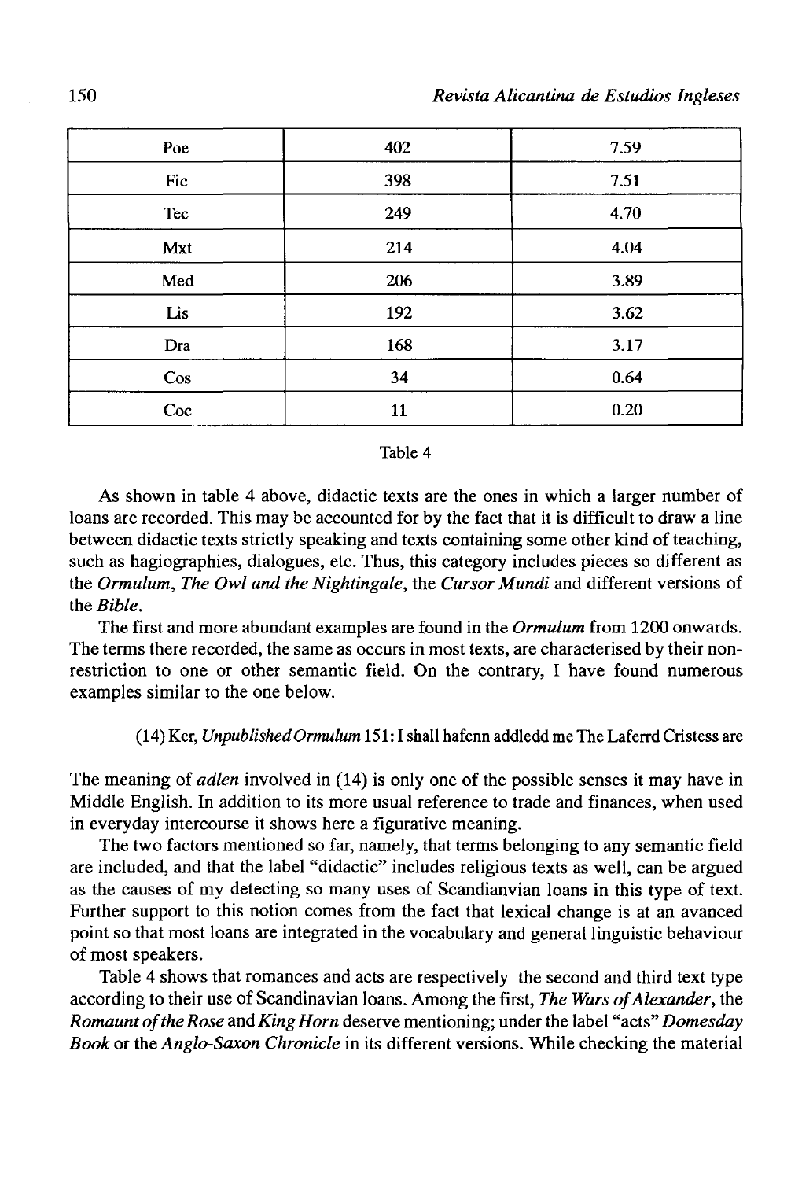| Poe | 402 | 7.59 |
|---|---|---|
| Fic | 398 | 7.51 |
| Tec | 249 | 4.70 |
| Mxt | 214 | 4.04 |
| Med | 206 | 3.89 |
| Lis | 192 | 3.62 |
| Dra | 168 | 3.17 |
| Cos | 34 | 0.64 |
| Coc | 11 | 0.20 |

Table 4

As shown in table 4 above, didactic texts are the ones in which a larger number of loans are recorded. This may be accounted for by the fact that it is difficult to draw a line between didactic texts strictly speaking and texts containing some other kind of teaching, such as hagiographies, dialogues, etc. Thus, this category includes pieces so different as the *Ormulum*, *The Owl and the Nightingale*, the *Cursor Mundi* and different versions of the *Bible*.

The first and more abundant examples are found in the *Ormulum* from 1200 onwards. The terms there recorded, the same as occurs in most texts, are characterised by their non-restriction to one or other semantic field. On the contrary, I have found numerous examples similar to the one below.

(14) Ker, *Unpublished Ormulum* 151: I shall hafenn addledd me The Laferrd Cristess are

The meaning of *adlen* involved in (14) is only one of the possible senses it may have in Middle English. In addition to its more usual reference to trade and finances, when used in everyday intercourse it shows here a figurative meaning.

The two factors mentioned so far, namely, that terms belonging to any semantic field are included, and that the label "didactic" includes religious texts as well, can be argued as the causes of my detecting so many uses of Scandianvian loans in this type of text. Further support to this notion comes from the fact that lexical change is at an avanced point so that most loans are integrated in the vocabulary and general linguistic behaviour of most speakers.

Table 4 shows that romances and acts are respectively the second and third text type according to their use of Scandinavian loans. Among the first, *The Wars of Alexander*, the *Romaunt of the Rose* and *King Horn* deserve mentioning; under the label "acts" *Domesday Book* or the *Anglo-Saxon Chronicle* in its different versions. While checking the material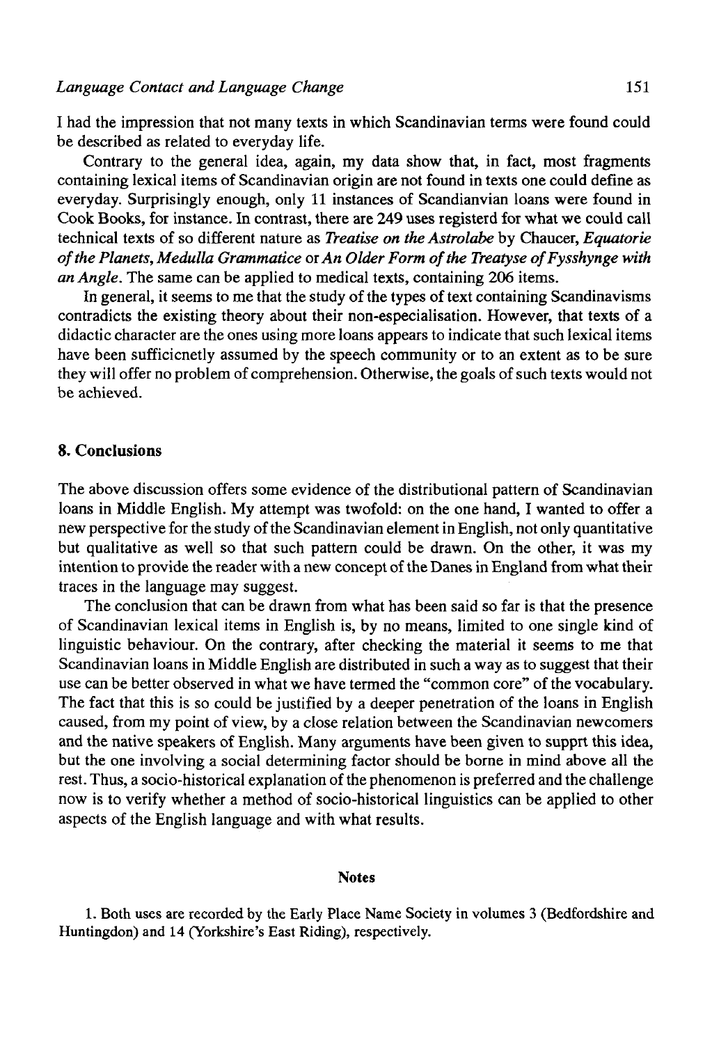I had the impression that not many texts in which Scandinavian terms were found could be described as related to everyday life.

Contrary to the general idea, again, my data show that, in fact, most fragments containing lexical items of Scandinavian origin are not found in texts one could define as everyday. Surprisingly enough, only 11 instances of Scandianvian loans were found in Cook Books, for instance. In contrast, there are 249 uses registerd for what we could call technical texts of so different nature as *Treatise on the Astrolabe* by Chaucer, *Equatorie of the Planets*, *Medulla Grammatice* or *An Older Form of the Treatyse of Fysshynge with an Angle*. The same can be applied to medical texts, containing 206 items.

In general, it seems to me that the study of the types of text containing Scandinavisms contradicts the existing theory about their non-especialisation. However, that texts of a didactic character are the ones using more loans appears to indicate that such lexical items have been sufficicnetly assumed by the speech community or to an extent as to be sure they will offer no problem of comprehension. Otherwise, the goals of such texts would not be achieved.

## 8. Conclusions

The above discussion offers some evidence of the distributional pattern of Scandinavian loans in Middle English. My attempt was twofold: on the one hand, I wanted to offer a new perspective for the study of the Scandinavian element in English, not only quantitative but qualitative as well so that such pattern could be drawn. On the other, it was my intention to provide the reader with a new concept of the Danes in England from what their traces in the language may suggest.

The conclusion that can be drawn from what has been said so far is that the presence of Scandinavian lexical items in English is, by no means, limited to one single kind of linguistic behaviour. On the contrary, after checking the material it seems to me that Scandinavian loans in Middle English are distributed in such a way as to suggest that their use can be better observed in what we have termed the "common core" of the vocabulary. The fact that this is so could be justified by a deeper penetration of the loans in English caused, from my point of view, by a close relation between the Scandinavian newcomers and the native speakers of English. Many arguments have been given to supprt this idea, but the one involving a social determining factor should be borne in mind above all the rest. Thus, a socio-historical explanation of the phenomenon is preferred and the challenge now is to verify whether a method of socio-historical linguistics can be applied to other aspects of the English language and with what results.

### Notes

1. Both uses are recorded by the Early Place Name Society in volumes 3 (Bedfordshire and Huntingdon) and 14 (Yorkshire's East Riding), respectively.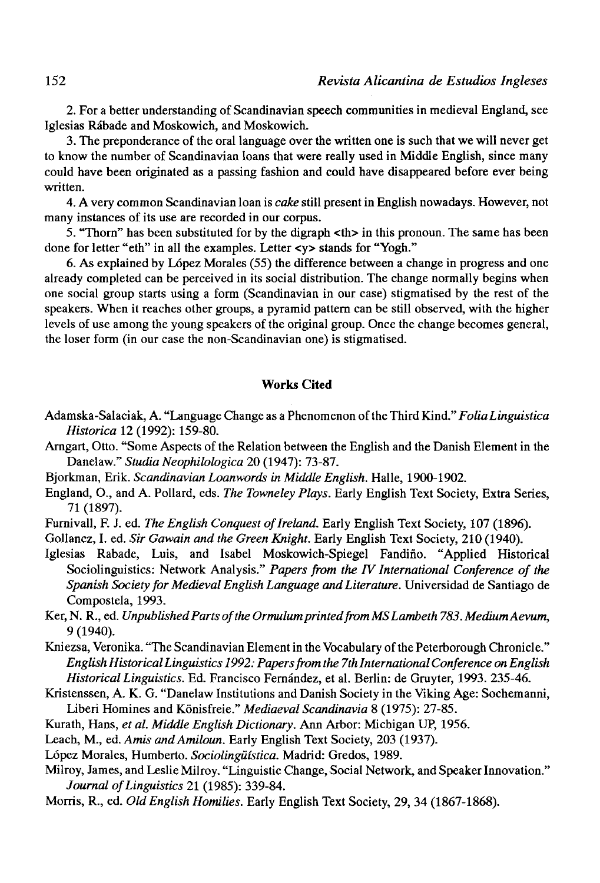2. For a better understanding of Scandinavian speech communities in medieval England, see Iglesias Rábade and Moskowich, and Moskowich.

3. The preponderance of the oral language over the written one is such that we will never get to know the number of Scandinavian loans that were really used in Middle English, since many could have been originated as a passing fashion and could have disappeared before ever being written.

4. A very common Scandinavian loan is *cake* still present in English nowadays. However, not many instances of its use are recorded in our corpus.

5. "Thorn" has been substituted for by the digraph <th> in this pronoun. The same has been done for letter "eth" in all the examples. Letter <y> stands for "Yogh."

6. As explained by López Morales (55) the difference between a change in progress and one already completed can be perceived in its social distribution. The change normally begins when one social group starts using a form (Scandinavian in our case) stigmatised by the rest of the speakers. When it reaches other groups, a pyramid pattern can be still observed, with the higher levels of use among the young speakers of the original group. Once the change becomes general, the loser form (in our case the non-Scandinavian one) is stigmatised.

## Works Cited

Adamska-Salaciak, A. "Language Change as a Phenomenon of the Third Kind." *Folia Linguistica Historica* 12 (1992): 159-80.

Arngart, Otto. "Some Aspects of the Relation between the English and the Danish Element in the Danelaw." *Studia Neophilologica* 20 (1947): 73-87.

Bjorkman, Erik. *Scandinavian Loanwords in Middle English*. Halle, 1900-1902.

England, O., and A. Pollard, eds. *The Towneley Plays*. Early English Text Society, Extra Series, 71 (1897).

Furnivall, F. J. ed. *The English Conquest of Ireland*. Early English Text Society, 107 (1896).

Gollancz, I. ed. *Sir Gawain and the Green Knight*. Early English Text Society, 210 (1940).

Iglesias Rabade, Luis, and Isabel Moskowich-Spiegel Fandiño. "Applied Historical Sociolinguistics: Network Analysis." *Papers from the IV International Conference of the Spanish Society for Medieval English Language and Literature*. Universidad de Santiago de Compostela, 1993.

Ker, N. R., ed. *Unpublished Parts of the Ormulum printed from MS Lambeth 783*. *Medium Aevum*, 9 (1940).

Kniezsa, Veronika. "The Scandinavian Element in the Vocabulary of the Peterborough Chronicle." *English Historical Linguistics 1992: Papers from the 7th International Conference on English Historical Linguistics*. Ed. Francisco Fernández, et al. Berlin: de Gruyter, 1993. 235-46.

Kristenssen, A. K. G. "Danelaw Institutions and Danish Society in the Viking Age: Sochemanni, Liberi Homines and Könisfreie." *Mediaeval Scandinavia* 8 (1975): 27-85.

Kurath, Hans, *et al. Middle English Dictionary*. Ann Arbor: Michigan UP, 1956.

Leach, M., ed. *Amis and Amiloun*. Early English Text Society, 203 (1937).

López Morales, Humberto. *Sociolingüística*. Madrid: Gredos, 1989.

Milroy, James, and Leslie Milroy. "Linguistic Change, Social Network, and Speaker Innovation." *Journal of Linguistics* 21 (1985): 339-84.

Morris, R., ed. *Old English Homilies*. Early English Text Society, 29, 34 (1867-1868).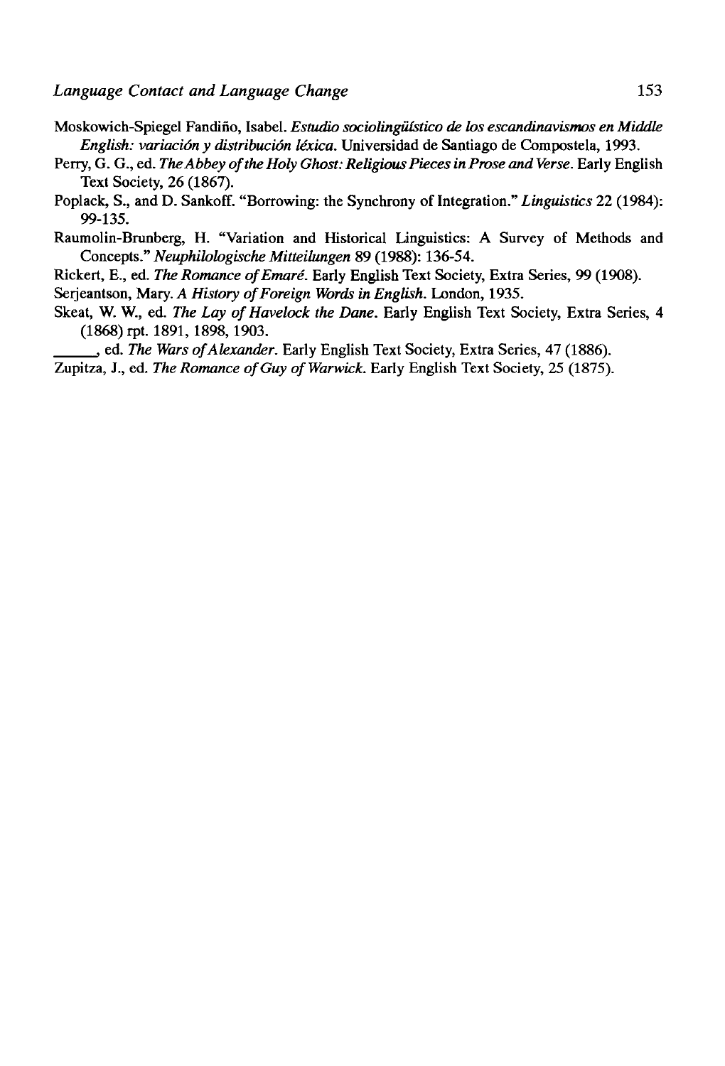Moskowich-Spiegel Fandiño, Isabel. *Estudio sociolingüístico de los escandinavismos en Middle English: variación y distribución léxica*. Universidad de Santiago de Compostela, 1993.

Perry, G. G., ed. *The Abbey of the Holy Ghost: Religious Pieces in Prose and Verse*. Early English Text Society, 26 (1867).

Poplack, S., and D. Sankoff. "Borrowing: the Synchrony of Integration." *Linguistics* 22 (1984): 99-135.

Raumolin-Brunberg, H. "Variation and Historical Linguistics: A Survey of Methods and Concepts." *Neuphilologische Mitteilungen* 89 (1988): 136-54.

Rickert, E., ed. *The Romance of Emaré*. Early English Text Society, Extra Series, 99 (1908).

Serjeantson, Mary. *A History of Foreign Words in English*. London, 1935.

Skeat, W. W., ed. *The Lay of Havelock the Dane*. Early English Text Society, Extra Series, 4 (1868) rpt. 1891, 1898, 1903.

\_\_\_\_\_, ed. *The Wars of Alexander*. Early English Text Society, Extra Series, 47 (1886).

Zupitza, J., ed. *The Romance of Guy of Warwick*. Early English Text Society, 25 (1875).